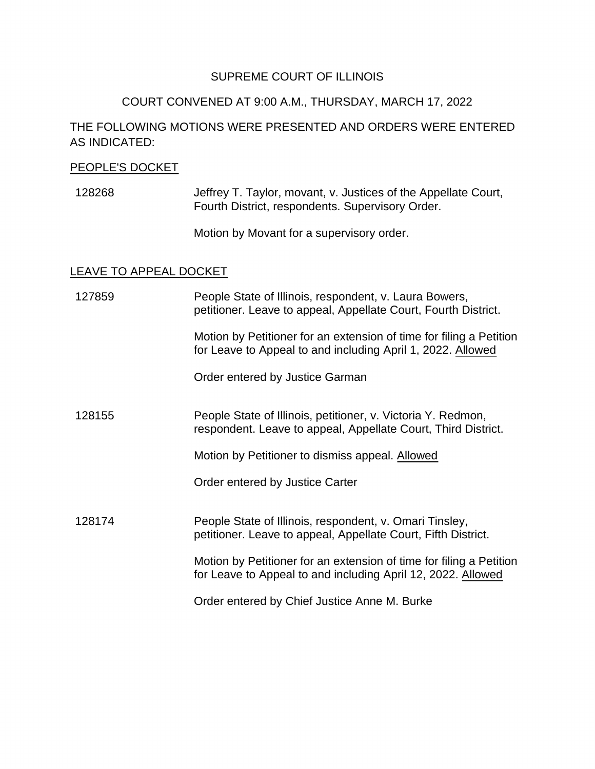SUPREME COURT OF ILLINOIS

COURT CONVENED AT 9:00 A.M., THURSDAY, MARCH 17, 2022

THE FOLLOWING MOTIONS WERE PRESENTED AND ORDERS WERE ENTERED AS INDICATED:

PEOPLE'S DOCKET

128268 Jeffrey T. Taylor, movant, v. Justices of the Appellate Court, Fourth District, respondents. Supervisory Order.

Motion by Movant for a supervisory order.

LEAVE TO APPEAL DOCKET

127859 People State of Illinois, respondent, v. Laura Bowers, petitioner. Leave to appeal, Appellate Court, Fourth District.

Motion by Petitioner for an extension of time for filing a Petition for Leave to Appeal to and including April 1, 2022. Allowed

Order entered by Justice Garman

128155 People State of Illinois, petitioner, v. Victoria Y. Redmon, respondent. Leave to appeal, Appellate Court, Third District.

Motion by Petitioner to dismiss appeal. Allowed

Order entered by Justice Carter

128174 People State of Illinois, respondent, v. Omari Tinsley, petitioner. Leave to appeal, Appellate Court, Fifth District.

Motion by Petitioner for an extension of time for filing a Petition for Leave to Appeal to and including April 12, 2022. Allowed

Order entered by Chief Justice Anne M. Burke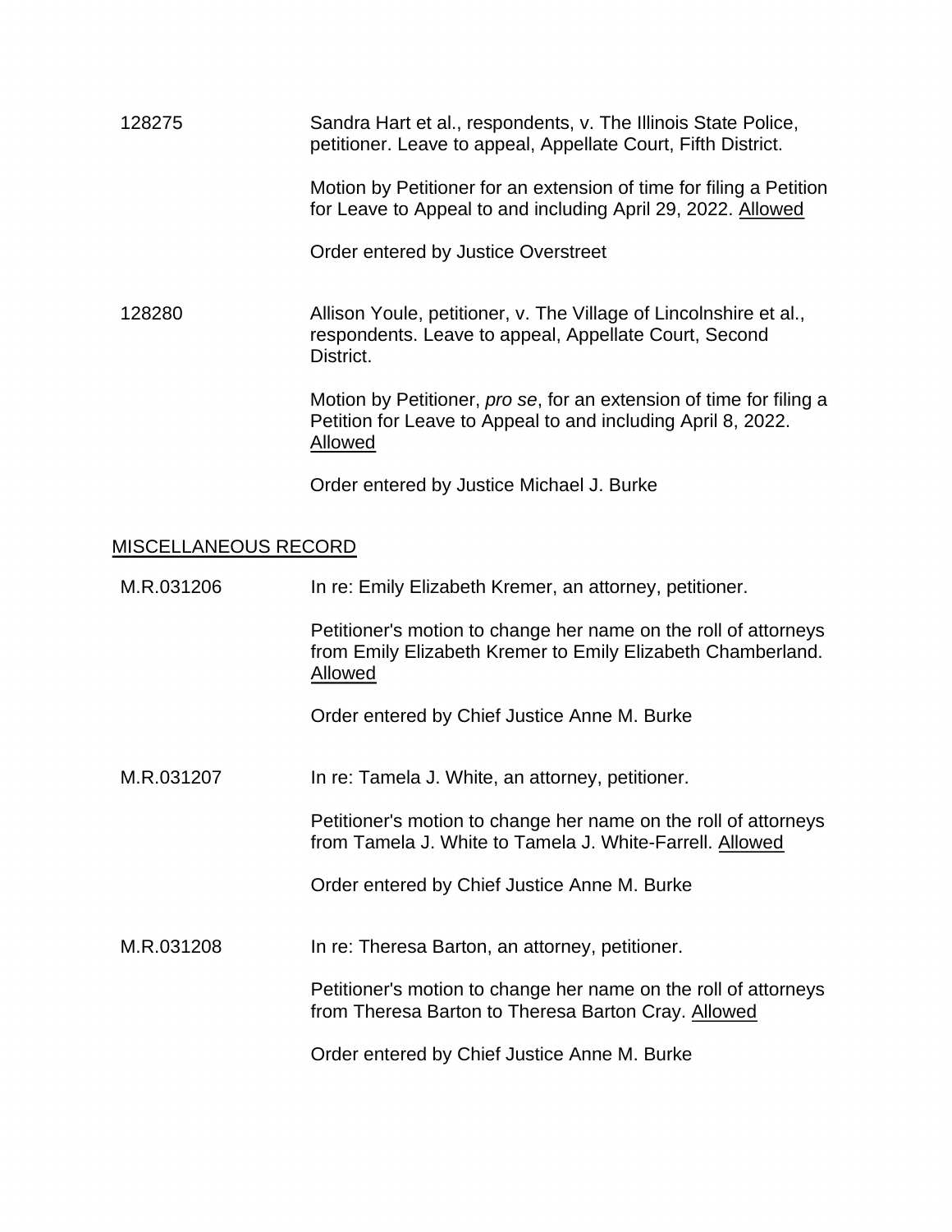128275 Sandra Hart et al., respondents, v. The Illinois State Police, petitioner. Leave to appeal, Appellate Court, Fifth District.

Motion by Petitioner for an extension of time for filing a Petition for Leave to Appeal to and including April 29, 2022. Allowed

Order entered by Justice Overstreet

128280 Allison Youle, petitioner, v. The Village of Lincolnshire et al., respondents. Leave to appeal, Appellate Court, Second District.

Motion by Petitioner, *pro se*, for an extension of time for filing a Petition for Leave to Appeal to and including April 8, 2022. Allowed

Order entered by Justice Michael J. Burke

## MISCELLANEOUS RECORD

M.R.031206 In re: Emily Elizabeth Kremer, an attorney, petitioner.

Petitioner's motion to change her name on the roll of attorneys from Emily Elizabeth Kremer to Emily Elizabeth Chamberland. Allowed

Order entered by Chief Justice Anne M. Burke

M.R.031207 In re: Tamela J. White, an attorney, petitioner.

Petitioner's motion to change her name on the roll of attorneys from Tamela J. White to Tamela J. White-Farrell. Allowed

Order entered by Chief Justice Anne M. Burke

M.R.031208 In re: Theresa Barton, an attorney, petitioner.

Petitioner's motion to change her name on the roll of attorneys from Theresa Barton to Theresa Barton Cray. Allowed

Order entered by Chief Justice Anne M. Burke